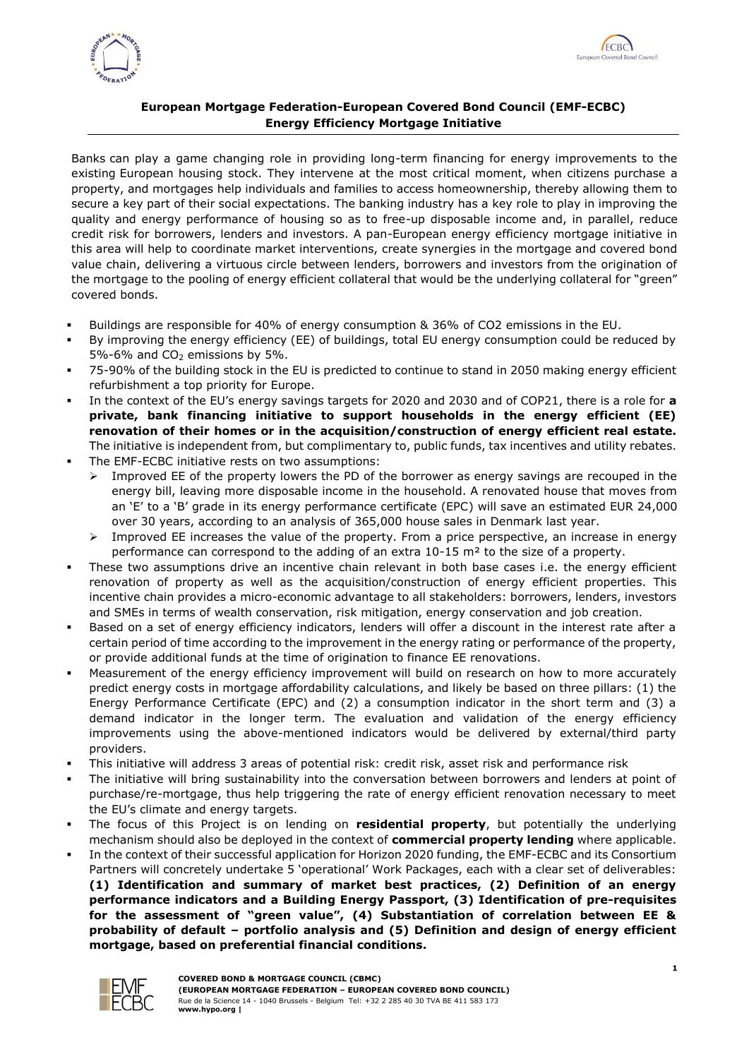**European Mortgage Federation-European Covered Bond Council (EMF-ECBC)**
**Energy Efficiency Mortgage Initiative**

Banks can play a game changing role in providing long-term financing for energy improvements to the existing European housing stock. They intervene at the most critical moment, when citizens purchase a property, and mortgages help individuals and families to access homeownership, thereby allowing them to secure a key part of their social expectations. The banking industry has a key role to play in improving the quality and energy performance of housing so as to free-up disposable income and, in parallel, reduce credit risk for borrowers, lenders and investors. A pan-European energy efficiency mortgage initiative in this area will help to coordinate market interventions, create synergies in the mortgage and covered bond value chain, delivering a virtuous circle between lenders, borrowers and investors from the origination of the mortgage to the pooling of energy efficient collateral that would be the underlying collateral for "green" covered bonds.

- Buildings are responsible for 40% of energy consumption & 36% of CO2 emissions in the EU.
- By improving the energy efficiency (EE) of buildings, total EU energy consumption could be reduced by 5%-6% and $CO_2$ emissions by 5%.
- 75-90% of the building stock in the EU is predicted to continue to stand in 2050 making energy efficient refurbishment a top priority for Europe.
- In the context of the EU's energy savings targets for 2020 and 2030 and of COP21, there is a role for **a private, bank financing initiative to support households in the energy efficient (EE) renovation of their homes or in the acquisition/construction of energy efficient real estate.** The initiative is independent from, but complimentary to, public funds, tax incentives and utility rebates.
- The EMF-ECBC initiative rests on two assumptions:
  - Improved EE of the property lowers the PD of the borrower as energy savings are recouped in the energy bill, leaving more disposable income in the household. A renovated house that moves from an 'E' to a 'B' grade in its energy performance certificate (EPC) will save an estimated EUR 24,000 over 30 years, according to an analysis of 365,000 house sales in Denmark last year.
  - Improved EE increases the value of the property. From a price perspective, an increase in energy performance can correspond to the adding of an extra 10-15 m² to the size of a property.
- These two assumptions drive an incentive chain relevant in both base cases i.e. the energy efficient renovation of property as well as the acquisition/construction of energy efficient properties. This incentive chain provides a micro-economic advantage to all stakeholders: borrowers, lenders, investors and SMEs in terms of wealth conservation, risk mitigation, energy conservation and job creation.
- Based on a set of energy efficiency indicators, lenders will offer a discount in the interest rate after a certain period of time according to the improvement in the energy rating or performance of the property, or provide additional funds at the time of origination to finance EE renovations.
- Measurement of the energy efficiency improvement will build on research on how to more accurately predict energy costs in mortgage affordability calculations, and likely be based on three pillars: (1) the Energy Performance Certificate (EPC) and (2) a consumption indicator in the short term and (3) a demand indicator in the longer term. The evaluation and validation of the energy efficiency improvements using the above-mentioned indicators would be delivered by external/third party providers.
- This initiative will address 3 areas of potential risk: credit risk, asset risk and performance risk
- The initiative will bring sustainability into the conversation between borrowers and lenders at point of purchase/re-mortgage, thus help triggering the rate of energy efficient renovation necessary to meet the EU's climate and energy targets.
- The focus of this Project is on lending on **residential property**, but potentially the underlying mechanism should also be deployed in the context of **commercial property lending** where applicable.
- In the context of their successful application for Horizon 2020 funding, the EMF-ECBC and its Consortium Partners will concretely undertake 5 'operational' Work Packages, each with a clear set of deliverables: **(1) Identification and summary of market best practices, (2) Definition of an energy performance indicators and a Building Energy Passport, (3) Identification of pre-requisites for the assessment of "green value", (4) Substantiation of correlation between EE & probability of default – portfolio analysis and (5) Definition and design of energy efficient mortgage, based on preferential financial conditions.**

**COVERED BOND & MORTGAGE COUNCIL (CBMC)**
**(EUROPEAN MORTGAGE FEDERATION – EUROPEAN COVERED BOND COUNCIL)**
Rue de la Science 14 - 1040 Brussels - Belgium Tel: +32 2 285 40 30 TVA BE 411 583 173
**www.hypo.org |**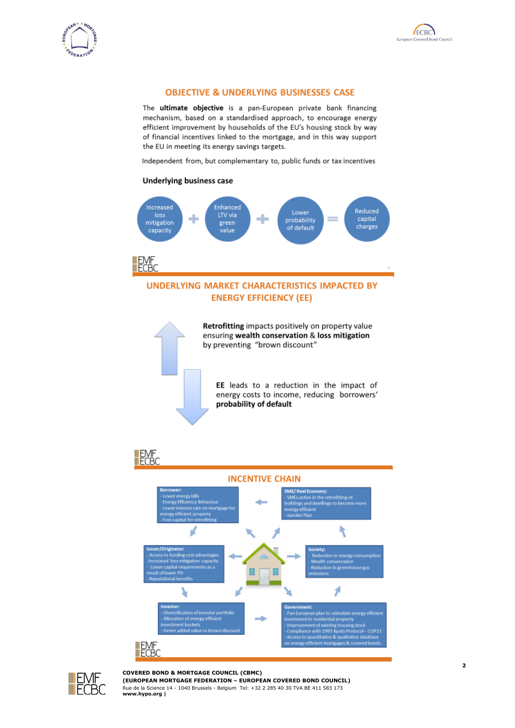## OBJECTIVE & UNDERLYING BUSINESSES CASE

The **ultimate objective** is a pan-European private bank financing mechanism, based on a standardised approach, to encourage energy efficient improvement by households of the EU's housing stock by way of financial incentives linked to the mortgage, and in this way support the EU in meeting its energy savings targets.

Independent from, but complementary to, public funds or tax incentives

**Underlying business case**

Increased loss mitigation capacity + Enhanced LTV via green value + Lower probability of default = Reduced capital charges

## UNDERLYING MARKET CHARACTERISTICS IMPACTED BY ENERGY EFFICIENCY (EE)

**Retrofitting** impacts positively on property value ensuring **wealth conservation** & **loss mitigation** by preventing "brown discount"

**EE** leads to a reduction in the impact of energy costs to income, reducing borrowers' **probability of default**

## INCENTIVE CHAIN

**Borrower:**
- Lower energy bills
- Energy Efficiency Behaviour
- Lower interest rate on mortgage for energy efficient property
- Free capital for retrofitting

**SME/ Real Economy:**
- SMEs active in the retrofitting of buildings and dwellings to become more energy efficient
- Juncker Plan

**Issuer/Originator:**
- Access to funding cost advantages
- Increased loss mitigation capacity
- Lower capital requirements as a result of lower PD
- Reputational benefits

**Society:**
- Reduction in energy consumption
- Wealth conservation
- Reduction in greenhouse gas emissions

**Investor:**
- Diversification of investor portfolio
- Allocation of energy efficient investment buckets
- Green added value vs brown discount

**Government:**
- Pan European plan to stimulate energy efficient investment in residential property
- Improvement of existing housing stock
- Compliance with 1997 Kyoto Protocol – COP21
- Access to quantitative & qualitative database on energy efficient mortgages & covered bonds

**COVERED BOND & MORTGAGE COUNCIL (CBMC)**
**(EUROPEAN MORTGAGE FEDERATION – EUROPEAN COVERED BOND COUNCIL)**
Rue de la Science 14 - 1040 Brussels - Belgium Tel: +32 2 285 40 30 TVA BE 411 583 173
**www.hypo.org |**